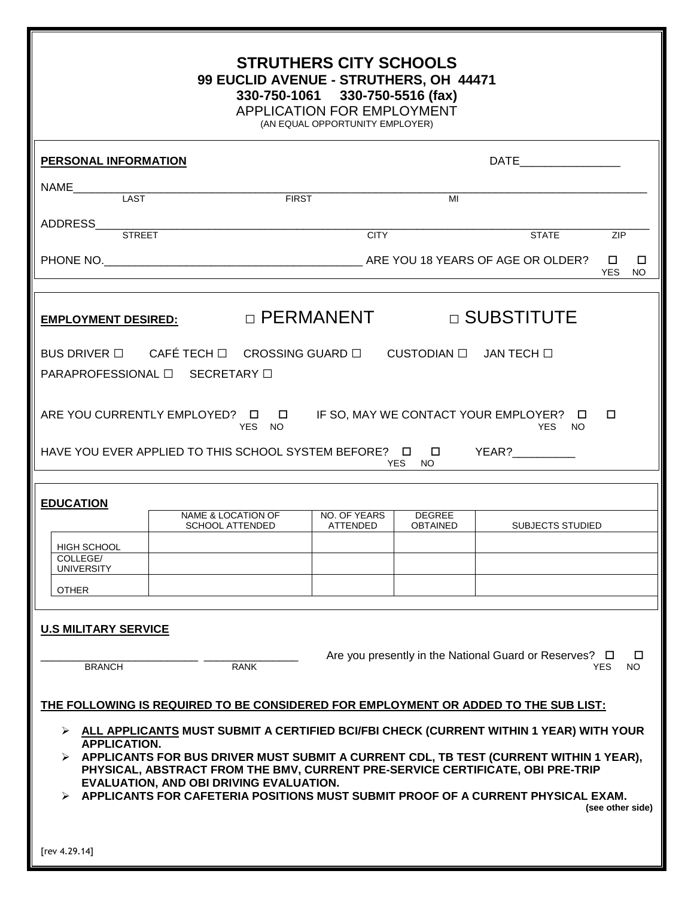# STRUTHERS CITY SCHOOLS

**99 EUCLID AVENUE - STRUTHERS, OH 44471**

**330-750-1061 330-750-5516 (fax)**

APPLICATION FOR EMPLOYMENT

(AN EQUAL OPPORTUNITY EMPLOYER)

**PERSONAL INFORMATION** DATE_______________

NAME_______________________________________________________________________
LAST FIRST MI

ADDRESS____________________________________________________________________
STREET CITY STATE ZIP

PHONE NO.______________________________________ ARE YOU 18 YEARS OF AGE OR OLDER? ☐ YES ☐ NO

**EMPLOYMENT DESIRED:** ☐ PERMANENT ☐ SUBSTITUTE

BUS DRIVER ☐ CAFÉ TECH ☐ CROSSING GUARD ☐ CUSTODIAN ☐ JAN TECH ☐

PARAPROFESSIONAL ☐ SECRETARY ☐

ARE YOU CURRENTLY EMPLOYED? ☐ YES ☐ NO IF SO, MAY WE CONTACT YOUR EMPLOYER? ☐ YES ☐ NO

HAVE YOU EVER APPLIED TO THIS SCHOOL SYSTEM BEFORE? ☐ YES ☐ NO YEAR?__________

**EDUCATION**

| | NAME & LOCATION OF SCHOOL ATTENDED | NO. OF YEARS ATTENDED | DEGREE OBTAINED | SUBJECTS STUDIED |
|---|---|---|---|---|
| HIGH SCHOOL | | | | |
| COLLEGE/ UNIVERSITY | | | | |
| OTHER | | | | |

**U.S MILITARY SERVICE**

________________________ _______________ Are you presently in the National Guard or Reserves? ☐ YES ☐ NO
BRANCH RANK

**THE FOLLOWING IS REQUIRED TO BE CONSIDERED FOR EMPLOYMENT OR ADDED TO THE SUB LIST:**

- **ALL APPLICANTS MUST SUBMIT A CERTIFIED BCI/FBI CHECK (CURRENT WITHIN 1 YEAR) WITH YOUR APPLICATION.**
- **APPLICANTS FOR BUS DRIVER MUST SUBMIT A CURRENT CDL, TB TEST (CURRENT WITHIN 1 YEAR), PHYSICAL, ABSTRACT FROM THE BMV, CURRENT PRE-SERVICE CERTIFICATE, OBI PRE-TRIP EVALUATION, AND OBI DRIVING EVALUATION.**
- **APPLICANTS FOR CAFETERIA POSITIONS MUST SUBMIT PROOF OF A CURRENT PHYSICAL EXAM.**

**(see other side)**

[rev 4.29.14]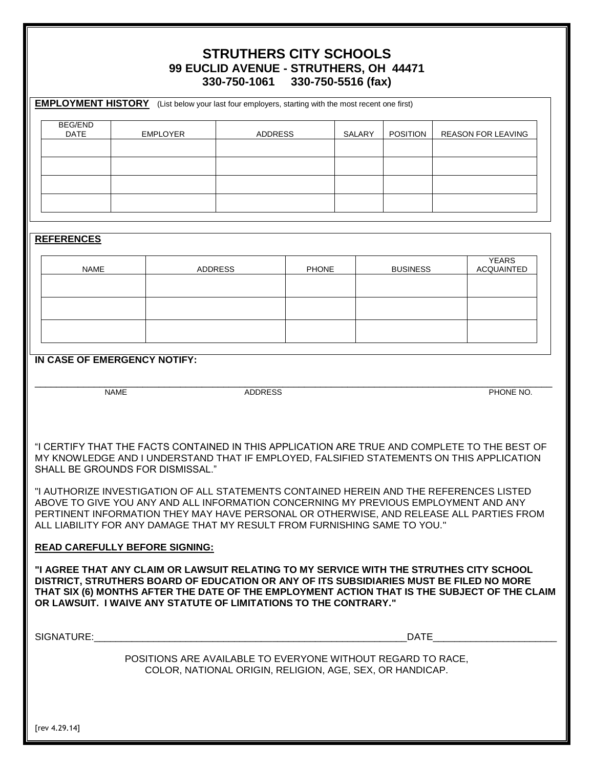# STRUTHERS CITY SCHOOLS
**99 EUCLID AVENUE - STRUTHERS, OH 44471**
**330-750-1061 330-750-5516 (fax)**

**EMPLOYMENT HISTORY** (List below your last four employers, starting with the most recent one first)

| BEG/END DATE | EMPLOYER | ADDRESS | SALARY | POSITION | REASON FOR LEAVING |
|---|---|---|---|---|---|
| | | | | | |
| | | | | | |
| | | | | | |
| | | | | | |

**REFERENCES**

| NAME | ADDRESS | PHONE | BUSINESS | YEARS ACQUAINTED |
|---|---|---|---|---|
| | | | | |
| | | | | |
| | | | | |

**IN CASE OF EMERGENCY NOTIFY:**

______________________________________________________________________________
NAME ADDRESS PHONE NO.

"I CERTIFY THAT THE FACTS CONTAINED IN THIS APPLICATION ARE TRUE AND COMPLETE TO THE BEST OF MY KNOWLEDGE AND I UNDERSTAND THAT IF EMPLOYED, FALSIFIED STATEMENTS ON THIS APPLICATION SHALL BE GROUNDS FOR DISMISSAL."

"I AUTHORIZE INVESTIGATION OF ALL STATEMENTS CONTAINED HEREIN AND THE REFERENCES LISTED ABOVE TO GIVE YOU ANY AND ALL INFORMATION CONCERNING MY PREVIOUS EMPLOYMENT AND ANY PERTINENT INFORMATION THEY MAY HAVE PERSONAL OR OTHERWISE, AND RELEASE ALL PARTIES FROM ALL LIABILITY FOR ANY DAMAGE THAT MY RESULT FROM FURNISHING SAME TO YOU."

**READ CAREFULLY BEFORE SIGNING:**

**"I AGREE THAT ANY CLAIM OR LAWSUIT RELATING TO MY SERVICE WITH THE STRUTHES CITY SCHOOL DISTRICT, STRUTHERS BOARD OF EDUCATION OR ANY OF ITS SUBSIDIARIES MUST BE FILED NO MORE THAT SIX (6) MONTHS AFTER THE DATE OF THE EMPLOYMENT ACTION THAT IS THE SUBJECT OF THE CLAIM OR LAWSUIT. I WAIVE ANY STATUTE OF LIMITATIONS TO THE CONTRARY."**

SIGNATURE:_____________________________________________________________DATE______________________

POSITIONS ARE AVAILABLE TO EVERYONE WITHOUT REGARD TO RACE, COLOR, NATIONAL ORIGIN, RELIGION, AGE, SEX, OR HANDICAP.

[rev 4.29.14]